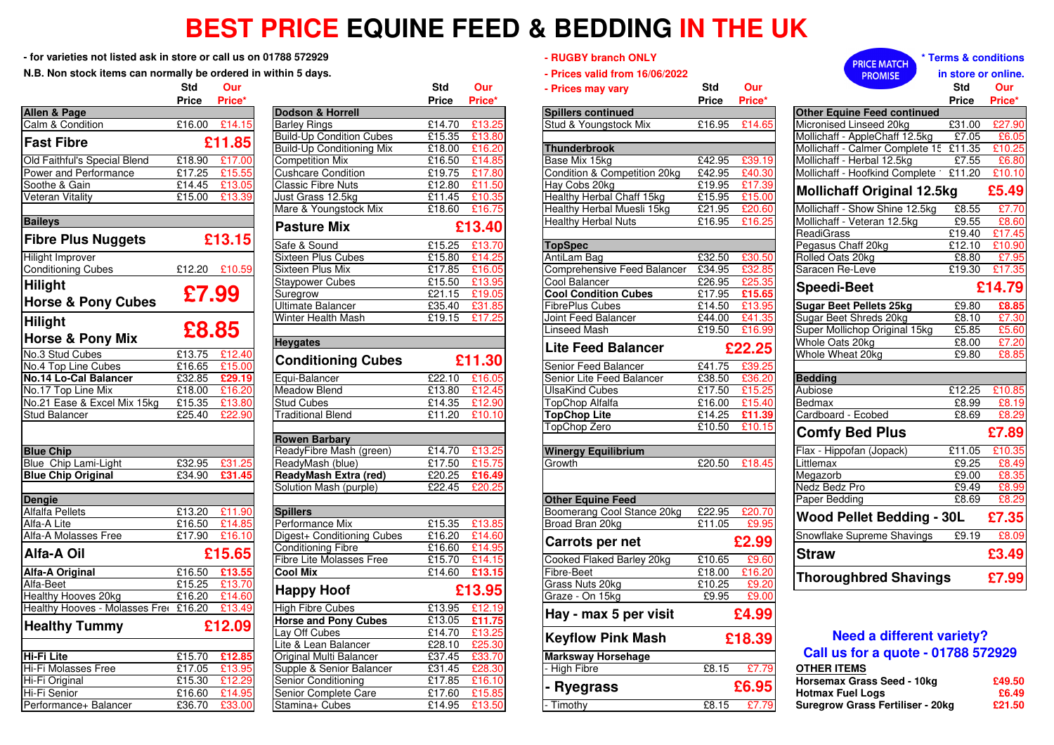# BEST PRICE EQUINE FEED & BEDDING IN THE UK

- for varieties not listed ask in store or call us on 01788 572929

N.B. Non stock items can normally be ordered in within 5 days.

- RUGBY branch ONLY
- Prices valid from 16/06/2022
- Prices may vary

PRICE MATCH PROMISE

* Terms & conditions in store or online.

| Product | Std Price | Our Price* |
|---|---|---|
| **Allen & Page** | | |
| Calm & Condition | £16.00 | £14.15 |
| **Fast Fibre** | | **£11.85** |
| Old Faithful's Special Blend | £18.90 | £17.00 |
| Power and Performance | £17.25 | £15.55 |
| Soothe & Gain | £14.45 | £13.05 |
| Veteran Vitality | £15.00 | £13.39 |
| **Baileys** | | |
| **Fibre Plus Nuggets** | | **£13.15** |
| Hilight Improver Conditioning Cubes | £12.20 | £10.59 |
| **Hilight Horse & Pony Cubes** | | **£7.99** |
| **Hilight Horse & Pony Mix** | | **£8.85** |
| No.3 Stud Cubes | £13.75 | £12.40 |
| No.4 Top Line Cubes | £16.65 | £15.00 |
| **No.14 Lo-Cal Balancer** | £32.85 | **£29.19** |
| No.17 Top Line Mix | £18.00 | £16.20 |
| No.21 Ease & Excel Mix 15kg | £15.35 | £13.80 |
| Stud Balancer | £25.40 | £22.90 |
| **Blue Chip** | | |
| Blue Chip Lami-Light | £32.95 | £31.25 |
| **Blue Chip Original** | £34.90 | **£31.45** |
| **Dengie** | | |
| Alfalfa Pellets | £13.20 | £11.90 |
| Alfa-A Lite | £16.50 | £14.85 |
| Alfa-A Molasses Free | £17.90 | £16.10 |
| **Alfa-A Oil** | | **£15.65** |
| **Alfa-A Original** | £16.50 | **£13.55** |
| Alfa-Beet | £15.25 | £13.70 |
| Healthy Hooves 20kg | £16.20 | £14.60 |
| Healthy Hooves - Molasses Free | £16.20 | £13.49 |
| **Healthy Tummy** | | **£12.09** |
| **Hi-Fi Lite** | £15.70 | **£12.85** |
| Hi-Fi Molasses Free | £17.05 | £13.95 |
| Hi-Fi Original | £15.30 | £12.29 |
| Hi-Fi Senior | £16.60 | £14.95 |
| Performance+ Balancer | £36.70 | £33.00 |

| Product | Std Price | Our Price* |
|---|---|---|
| **Dodson & Horrell** | | |
| Barley Rings | £14.70 | £13.25 |
| Build-Up Condition Cubes | £15.35 | £13.80 |
| Build-Up Conditioning Mix | £18.00 | £16.20 |
| Competition Mix | £16.50 | £14.85 |
| Cushcare Condition | £19.75 | £17.80 |
| Classic Fibre Nuts | £12.80 | £11.50 |
| Just Grass 12.5kg | £11.45 | £10.35 |
| Mare & Youngstock Mix | £18.60 | £16.75 |
| **Pasture Mix** | | **£13.40** |
| Safe & Sound | £15.25 | £13.70 |
| Sixteen Plus Cubes | £15.80 | £14.25 |
| Sixteen Plus Mix | £17.85 | £16.05 |
| Staypower Cubes | £15.50 | £13.95 |
| Suregrow | £21.15 | £19.05 |
| Ultimate Balancer | £35.40 | £31.85 |
| Winter Health Mash | £19.15 | £17.25 |
| **Heygates** | | |
| **Conditioning Cubes** | | **£11.30** |
| Equi-Balancer | £22.10 | £16.05 |
| Meadow Blend | £13.80 | £12.45 |
| Stud Cubes | £14.35 | £12.90 |
| Traditional Blend | £11.20 | £10.10 |
| **Rowen Barbary** | | |
| ReadyFibre Mash (green) | £14.70 | £13.25 |
| ReadyMash (blue) | £17.50 | £15.75 |
| **ReadyMash Extra (red)** | £20.25 | **£16.49** |
| Solution Mash (purple) | £22.45 | £20.25 |
| **Spillers** | | |
| Performance Mix | £15.35 | £13.85 |
| Digest+ Conditioning Cubes | £16.20 | £14.60 |
| Conditioning Fibre | £16.60 | £14.95 |
| Fibre Lite Molasses Free | £15.70 | £14.15 |
| **Cool Mix** | £14.60 | **£13.15** |
| **Happy Hoof** | | **£13.95** |
| High Fibre Cubes | £13.95 | £12.19 |
| **Horse and Pony Cubes** | £13.05 | **£11.75** |
| Lay Off Cubes | £14.70 | £13.25 |
| Lite & Lean Balancer | £28.10 | £25.30 |
| Original Multi Balancer | £37.45 | £33.70 |
| Supple & Senior Balancer | £31.45 | £28.30 |
| Senior Conditioning | £17.85 | £16.10 |
| Senior Complete Care | £17.60 | £15.85 |
| Stamina+ Cubes | £14.95 | £13.50 |

| Product | Std Price | Our Price* |
|---|---|---|
| **Spillers continued** | | |
| Stud & Youngstock Mix | £16.95 | £14.65 |
| **Thunderbrook** | | |
| Base Mix 15kg | £42.95 | £39.19 |
| Condition & Competition 20kg | £42.95 | £40.30 |
| Hay Cobs 20kg | £19.95 | £17.39 |
| Healthy Herbal Chaff 15kg | £15.95 | £15.00 |
| Healthy Herbal Muesli 15kg | £21.95 | £20.60 |
| Healthy Herbal Nuts | £16.95 | £16.25 |
| **TopSpec** | | |
| AntiLam Bag | £32.50 | £30.50 |
| Comprehensive Feed Balancer | £34.95 | £32.85 |
| Cool Balancer | £26.95 | £25.35 |
| **Cool Condition Cubes** | £17.95 | **£15.65** |
| FibrePlus Cubes | £14.50 | £13.95 |
| Joint Feed Balancer | £44.00 | £41.35 |
| Linseed Mash | £19.50 | £16.99 |
| **Lite Feed Balancer** | | **£22.25** |
| Senior Feed Balancer | £41.75 | £39.25 |
| Senior Lite Feed Balancer | £38.50 | £36.20 |
| UlsaKind Cubes | £17.50 | £15.25 |
| TopChop Alfalfa | £16.00 | £15.40 |
| **TopChop Lite** | £14.25 | **£11.39** |
| TopChop Zero | £10.50 | £10.15 |
| **Winergy Equilibrium** | | |
| Growth | £20.50 | £18.45 |
| **Other Equine Feed** | | |
| Boomerang Cool Stance 20kg | £22.95 | £20.70 |
| Broad Bran 20kg | £11.05 | £9.95 |
| **Carrots per net** | | **£2.99** |
| Cooked Flaked Barley 20kg | £10.65 | £9.60 |
| Fibre-Beet | £18.00 | £16.20 |
| Grass Nuts 20kg | £10.25 | £9.20 |
| Graze - On 15kg | £9.95 | £9.00 |
| **Hay - max 5 per visit** | | **£4.99** |
| **Keyflow Pink Mash** | | **£18.39** |
| **Marksway Horsehage** | | |
| - High Fibre | £8.15 | £7.79 |
| **- Ryegrass** | | **£6.95** |
| - Timothy | £8.15 | £7.79 |

| Product | Std Price | Our Price* |
|---|---|---|
| **Other Equine Feed continued** | | |
| Micronised Linseed 20kg | £31.00 | £27.90 |
| Mollichaff - AppleChaff 12.5kg | £7.05 | £6.05 |
| Mollichaff - Calmer Complete 15 | £11.35 | £10.25 |
| Mollichaff - Herbal 12.5kg | £7.55 | £6.80 |
| Mollichaff - Hoofkind Complete | £11.20 | £10.10 |
| **Mollichaff Original 12.5kg** | | **£5.49** |
| Mollichaff - Show Shine 12.5kg | £8.55 | £7.70 |
| Mollichaff - Veteran 12.5kg | £9.55 | £8.60 |
| ReadiGrass | £19.40 | £17.45 |
| Pegasus Chaff 20kg | £12.10 | £10.90 |
| Rolled Oats 20kg | £8.80 | £7.95 |
| Saracen Re-Leve | £19.30 | £17.35 |
| **Speedi-Beet** | | **£14.79** |
| **Sugar Beet Pellets 25kg** | £9.80 | **£8.85** |
| Sugar Beet Shreds 20kg | £8.10 | £7.30 |
| Super Mollichop Original 15kg | £5.85 | £5.60 |
| Whole Oats 20kg | £8.00 | £7.20 |
| Whole Wheat 20kg | £9.80 | £8.85 |
| **Bedding** | | |
| Aubiose | £12.25 | £10.85 |
| Bedmax | £8.99 | £8.19 |
| Cardboard - Ecobed | £8.69 | £8.29 |
| **Comfy Bed Plus** | | **£7.89** |
| Flax - Hippofan (Jopack) | £11.05 | £10.35 |
| Littlemax | £9.25 | £8.49 |
| Megazorb | £9.00 | £8.35 |
| Nedz Bedz Pro | £9.49 | £8.99 |
| Paper Bedding | £8.69 | £8.29 |
| **Wood Pellet Bedding - 30L** | | **£7.35** |
| Snowflake Supreme Shavings | £9.19 | £8.09 |
| **Straw** | | **£3.49** |
| **Thoroughbred Shavings** | | **£7.99** |

**Need a different variety?**
**Call us for a quote - 01788 572929**

| OTHER ITEMS | |
|---|---|
| Horsemax Grass Seed - 10kg | £49.50 |
| Hotmax Fuel Logs | £6.49 |
| Suregrow Grass Fertiliser - 20kg | £21.50 |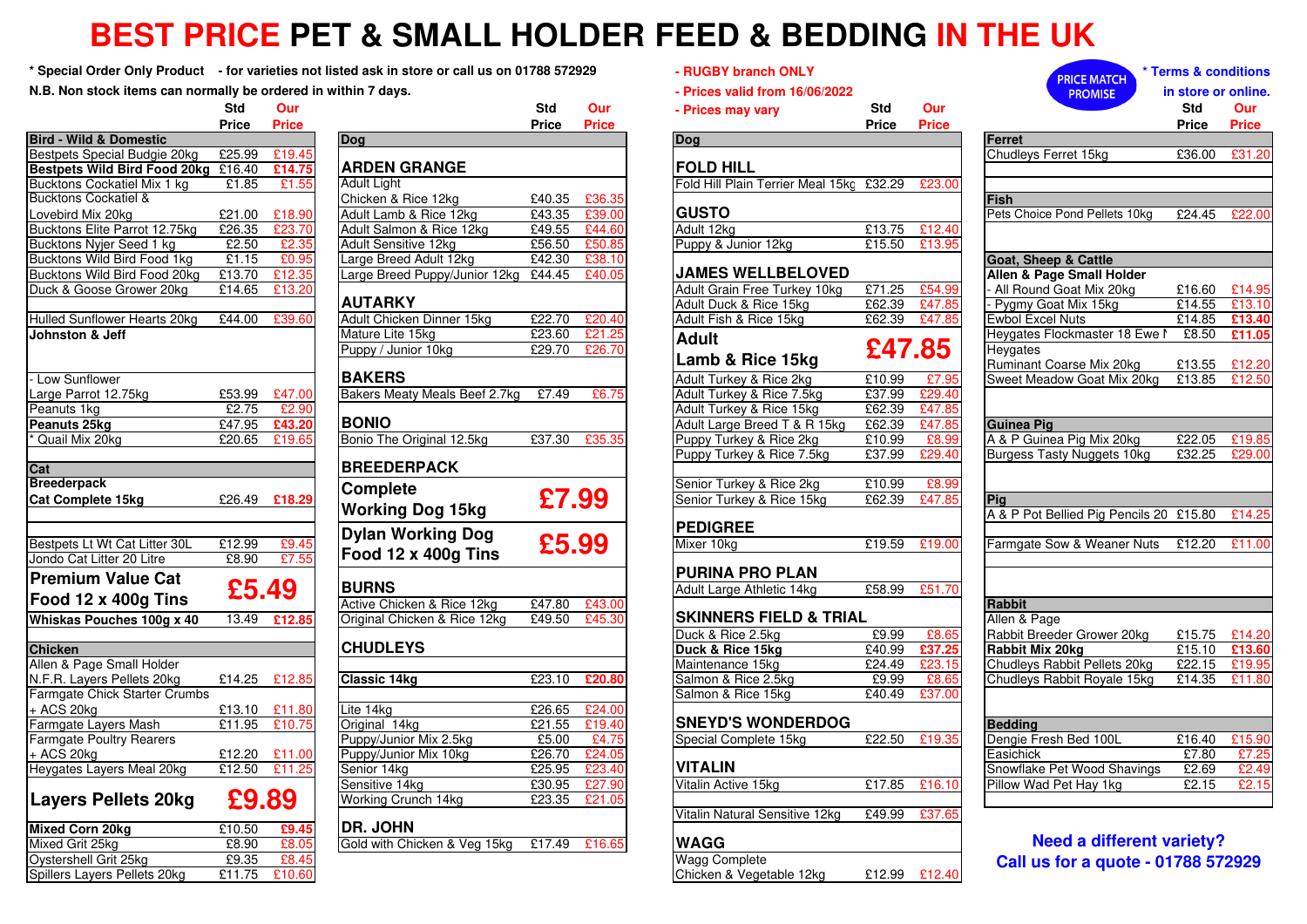# BEST PRICE PET & SMALL HOLDER FEED & BEDDING IN THE UK

* Special Order Only Product - for varieties not listed ask in store or call us on 01788 572929

N.B. Non stock items can normally be ordered in within 7 days.

- RUGBY branch ONLY
- Prices valid from 16/06/2022
- Prices may vary

PRICE MATCH PROMISE

* Terms & conditions in store or online.

| | Std Price | Our Price |
|---|---|---|
| **Bird - Wild & Domestic** | | |
| Bestpets Special Budgie 20kg | £25.99 | £19.45 |
| **Bestpets Wild Bird Food 20kg** | **£16.40** | **£14.75** |
| Bucktons Cockatiel Mix 1 kg | £1.85 | £1.55 |
| Bucktons Cockatiel & Lovebird Mix 20kg | £21.00 | £18.90 |
| Bucktons Elite Parrot 12.75kg | £26.35 | £23.70 |
| Bucktons Nyjer Seed 1 kg | £2.50 | £2.35 |
| Bucktons Wild Bird Food 1kg | £1.15 | £0.95 |
| Bucktons Wild Bird Food 20kg | £13.70 | £12.35 |
| Duck & Goose Grower 20kg | £14.65 | £13.20 |
| Hulled Sunflower Hearts 20kg | £44.00 | £39.60 |
| **Johnston & Jeff** | | |
| - Low Sunflower Large Parrot 12.75kg | £53.99 | £47.00 |
| Peanuts 1kg | £2.75 | £2.90 |
| **Peanuts 25kg** | **£47.95** | **£43.20** |
| * Quail Mix 20kg | £20.65 | £19.65 |
| **Cat** | | |
| **Breederpack Cat Complete 15kg** | £26.49 | **£18.29** |
| Bestpets Lt Wt Cat Litter 30L | £12.99 | £9.45 |
| Jondo Cat Litter 20 Litre | £8.90 | £7.55 |
| **Premium Value Cat Food 12 x 400g Tins** | | **£5.49** |
| **Whiskas Pouches 100g x 40** | 13.49 | **£12.85** |
| **Chicken** | | |
| Allen & Page Small Holder N.F.R. Layers Pellets 20kg | £14.25 | £12.85 |
| Farmgate Chick Starter Crumbs + ACS 20kg | £13.10 | £11.80 |
| Farmgate Layers Mash | £11.95 | £10.75 |
| Farmgate Poultry Rearers + ACS 20kg | £12.20 | £11.00 |
| Heygates Layers Meal 20kg | £12.50 | £11.25 |
| **Layers Pellets 20kg** | | **£9.89** |
| **Mixed Corn 20kg** | **£10.50** | **£9.45** |
| Mixed Grit 25kg | £8.90 | £8.05 |
| Oystershell Grit 25kg | £9.35 | £8.45 |
| Spillers Layers Pellets 20kg | £11.75 | £10.60 |

| | Std Price | Our Price |
|---|---|---|
| **Dog** | | |
| **ARDEN GRANGE** | | |
| Adult Light Chicken & Rice 12kg | £40.35 | £36.35 |
| Adult Lamb & Rice 12kg | £43.35 | £39.00 |
| Adult Salmon & Rice 12kg | £49.55 | £44.60 |
| Adult Sensitive 12kg | £56.50 | £50.85 |
| Large Breed Adult 12kg | £42.30 | £38.10 |
| Large Breed Puppy/Junior 12kg | £44.45 | £40.05 |
| **AUTARKY** | | |
| Adult Chicken Dinner 15kg | £22.70 | £20.40 |
| Mature Lite 15kg | £23.60 | £21.25 |
| Puppy / Junior 10kg | £29.70 | £26.70 |
| **BAKERS** | | |
| Bakers Meaty Meals Beef 2.7kg | £7.49 | £6.75 |
| **BONIO** | | |
| Bonio The Original 12.5kg | £37.30 | £35.35 |
| **BREEDERPACK** | | |
| **Complete Working Dog 15kg** | | **£7.99** |
| **Dylan Working Dog Food 12 x 400g Tins** | | **£5.99** |
| **BURNS** | | |
| Active Chicken & Rice 12kg | £47.80 | £43.00 |
| Original Chicken & Rice 12kg | £49.50 | £45.30 |
| **CHUDLEYS** | | |
| **Classic 14kg** | £23.10 | **£20.80** |
| Lite 14kg | £26.65 | £24.00 |
| Original 14kg | £21.55 | £19.40 |
| Puppy/Junior Mix 2.5kg | £5.00 | £4.75 |
| Puppy/Junior Mix 10kg | £26.70 | £24.05 |
| Senior 14kg | £25.95 | £23.40 |
| Sensitive 14kg | £30.95 | £27.90 |
| Working Crunch 14kg | £23.35 | £21.05 |
| **DR. JOHN** | | |
| Gold with Chicken & Veg 15kg | £17.49 | £16.65 |

| | Std Price | Our Price |
|---|---|---|
| **Dog** | | |
| **FOLD HILL** | | |
| Fold Hill Plain Terrier Meal 15kg | £32.29 | £23.00 |
| **GUSTO** | | |
| Adult 12kg | £13.75 | £12.40 |
| Puppy & Junior 12kg | £15.50 | £13.95 |
| **JAMES WELLBELOVED** | | |
| Adult Grain Free Turkey 10kg | £71.25 | £54.99 |
| Adult Duck & Rice 15kg | £62.39 | £47.85 |
| Adult Fish & Rice 15kg | £62.39 | £47.85 |
| **Adult Lamb & Rice 15kg** | | **£47.85** |
| Adult Turkey & Rice 2kg | £10.99 | £7.95 |
| Adult Turkey & Rice 7.5kg | £37.99 | £29.40 |
| Adult Turkey & Rice 15kg | £62.39 | £47.85 |
| Adult Large Breed T & R 15kg | £62.39 | £47.85 |
| Puppy Turkey & Rice 2kg | £10.99 | £8.99 |
| Puppy Turkey & Rice 7.5kg | £37.99 | £29.40 |
| Senior Turkey & Rice 2kg | £10.99 | £8.99 |
| Senior Turkey & Rice 15kg | £62.39 | £47.85 |
| **PEDIGREE** | | |
| Mixer 10kg | £19.59 | £19.00 |
| **PURINA PRO PLAN** | | |
| Adult Large Athletic 14kg | £58.99 | £51.70 |
| **SKINNERS FIELD & TRIAL** | | |
| Duck & Rice 2.5kg | £9.99 | £8.65 |
| **Duck & Rice 15kg** | **£40.99** | **£37.25** |
| Maintenance 15kg | £24.49 | £23.15 |
| Salmon & Rice 2.5kg | £9.99 | £8.65 |
| Salmon & Rice 15kg | £40.49 | £37.00 |
| **SNEYD'S WONDERDOG** | | |
| Special Complete 15kg | £22.50 | £19.35 |
| **VITALIN** | | |
| Vitalin Active 15kg | £17.85 | £16.10 |
| Vitalin Natural Sensitive 12kg | £49.99 | £37.65 |
| **WAGG** | | |
| Wagg Complete Chicken & Vegetable 12kg | £12.99 | £12.40 |

| | Std Price | Our Price |
|---|---|---|
| **Ferret** | | |
| Chudleys Ferret 15kg | £36.00 | £31.20 |
| **Fish** | | |
| Pets Choice Pond Pellets 10kg | £24.45 | £22.00 |
| **Goat, Sheep & Cattle** | | |
| **Allen & Page Small Holder** | | |
| - All Round Goat Mix 20kg | £16.60 | £14.95 |
| - Pygmy Goat Mix 15kg | £14.55 | £13.10 |
| **Ewbol Excel Nuts** | **£14.85** | **£13.40** |
| Heygates Flockmaster 18 Ewe N | £8.50 | £11.05 |
| Heygates Ruminant Coarse Mix 20kg | £13.55 | £12.20 |
| Sweet Meadow Goat Mix 20kg | £13.85 | £12.50 |
| **Guinea Pig** | | |
| A & P Guinea Pig Mix 20kg | £22.05 | £19.85 |
| Burgess Tasty Nuggets 10kg | £32.25 | £29.00 |
| **Pig** | | |
| A & P Pot Bellied Pig Pencils 20 | £15.80 | £14.25 |
| Farmgate Sow & Weaner Nuts | £12.20 | £11.00 |
| **Rabbit** | | |
| Allen & Page Rabbit Breeder Grower 20kg | £15.75 | £14.20 |
| **Rabbit Mix 20kg** | **£15.10** | **£13.60** |
| Chudleys Rabbit Pellets 20kg | £22.15 | £19.95 |
| Chudleys Rabbit Royale 15kg | £14.35 | £11.80 |
| **Bedding** | | |
| Dengie Fresh Bed 100L | £16.40 | £15.90 |
| Easichick | £7.80 | £7.25 |
| Snowflake Pet Wood Shavings | £2.69 | £2.49 |
| Pillow Wad Pet Hay 1kg | £2.15 | £2.15 |

**Need a different variety? Call us for a quote - 01788 572929**